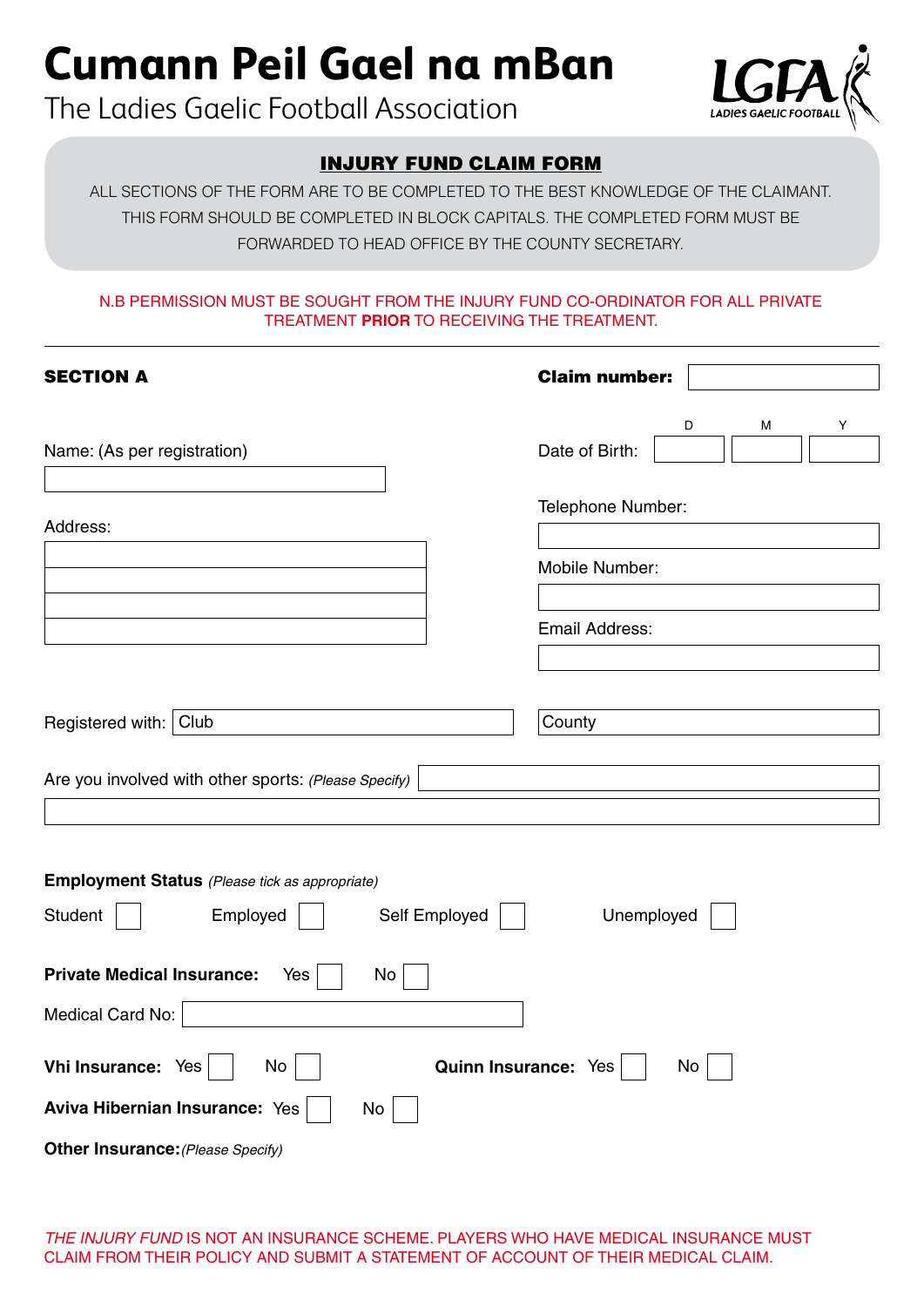# Cumann Peil Gael na mBan

The Ladies Gaelic Football Association

LGFA LADIES GAELIC FOOTBALL

## INJURY FUND CLAIM FORM

ALL SECTIONS OF THE FORM ARE TO BE COMPLETED TO THE BEST KNOWLEDGE OF THE CLAIMANT. THIS FORM SHOULD BE COMPLETED IN BLOCK CAPITALS. THE COMPLETED FORM MUST BE FORWARDED TO HEAD OFFICE BY THE COUNTY SECRETARY.

N.B PERMISSION MUST BE SOUGHT FROM THE INJURY FUND CO-ORDINATOR FOR ALL PRIVATE TREATMENT **PRIOR** TO RECEIVING THE TREATMENT.

---

**SECTION A**

**Claim number:** ____________

Name: (As per registration) ____________

Date of Birth: D ____ M ____ Y ____

Address:
____________
____________
____________
____________

Telephone Number: ____________

Mobile Number: ____________

Email Address: ____________

Registered with: Club ____________ County ____________

Are you involved with other sports: *(Please Specify)* ____________

**Employment Status** *(Please tick as appropriate)*

Student ☐ Employed ☐ Self Employed ☐ Unemployed ☐

**Private Medical Insurance:** Yes ☐ No ☐

Medical Card No: ____________

**Vhi Insurance:** Yes ☐ No ☐ **Quinn Insurance:** Yes ☐ No ☐

**Aviva Hibernian Insurance:** Yes ☐ No ☐

**Other Insurance:** *(Please Specify)*

*THE INJURY FUND* IS NOT AN INSURANCE SCHEME. PLAYERS WHO HAVE MEDICAL INSURANCE MUST CLAIM FROM THEIR POLICY AND SUBMIT A STATEMENT OF ACCOUNT OF THEIR MEDICAL CLAIM.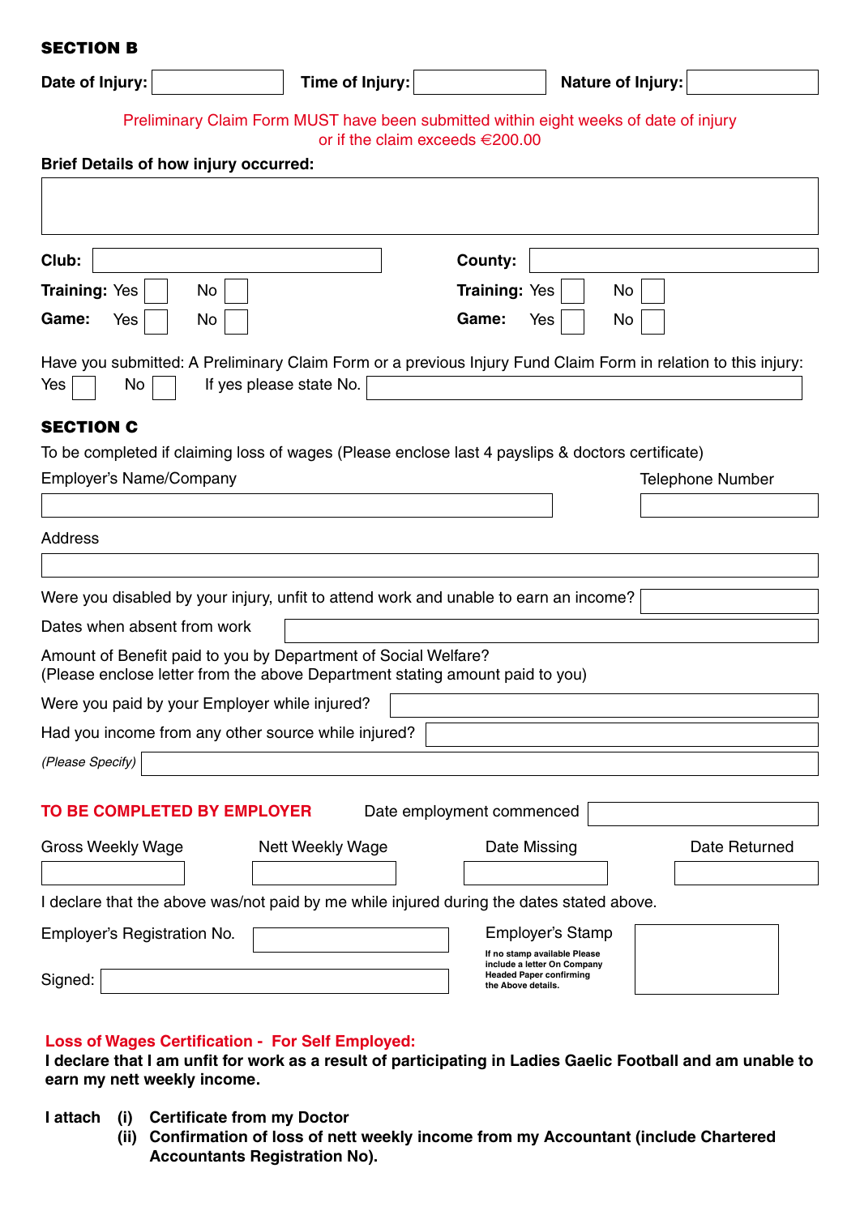## SECTION B

**Date of Injury:** ______ **Time of Injury:** ______ **Nature of Injury:** ______

Preliminary Claim Form MUST have been submitted within eight weeks of date of injury or if the claim exceeds €200.00

**Brief Details of how injury occurred:**

______

**Club:** ______

**Training:** Yes ☐ No ☐

**Game:** Yes ☐ No ☐

**County:** ______

**Training:** Yes ☐ No ☐

**Game:** Yes ☐ No ☐

Have you submitted: A Preliminary Claim Form or a previous Injury Fund Claim Form in relation to this injury:

Yes ☐ No ☐ If yes please state No. ______

## SECTION C

To be completed if claiming loss of wages (Please enclose last 4 payslips & doctors certificate)

Employer's Name/Company ______ Telephone Number ______

Address ______

Were you disabled by your injury, unfit to attend work and unable to earn an income? ______

Dates when absent from work ______

Amount of Benefit paid to you by Department of Social Welfare?
(Please enclose letter from the above Department stating amount paid to you)

Were you paid by your Employer while injured? ______

Had you income from any other source while injured? ______

*(Please Specify)* ______

**TO BE COMPLETED BY EMPLOYER** Date employment commenced ______

| Gross Weekly Wage | Nett Weekly Wage | Date Missing | Date Returned |
|---|---|---|---|
| | | | |

I declare that the above was/not paid by me while injured during the dates stated above.

Employer's Registration No. ______

Signed: ______

Employer's Stamp

**If no stamp available Please include a letter On Company Headed Paper confirming the Above details.**

**Loss of Wages Certification - For Self Employed:**

**I declare that I am unfit for work as a result of participating in Ladies Gaelic Football and am unable to earn my nett weekly income.**

**I attach**
- **(i) Certificate from my Doctor**
- **(ii) Confirmation of loss of nett weekly income from my Accountant (include Chartered Accountants Registration No).**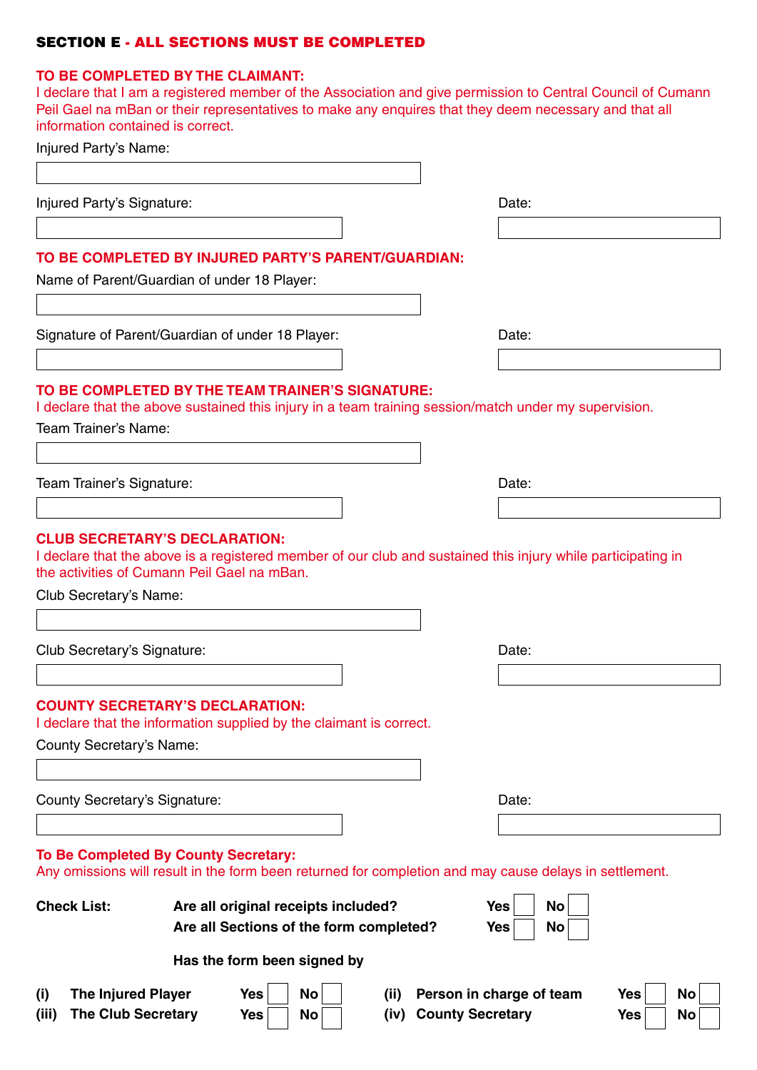## SECTION E - ALL SECTIONS MUST BE COMPLETED

### TO BE COMPLETED BY THE CLAIMANT:

I declare that I am a registered member of the Association and give permission to Central Council of Cumann Peil Gael na mBan or their representatives to make any enquires that they deem necessary and that all information contained is correct.

Injured Party's Name:

Injured Party's Signature: Date:

### TO BE COMPLETED BY INJURED PARTY'S PARENT/GUARDIAN:

Name of Parent/Guardian of under 18 Player:

Signature of Parent/Guardian of under 18 Player: Date:

### TO BE COMPLETED BY THE TEAM TRAINER'S SIGNATURE:

I declare that the above sustained this injury in a team training session/match under my supervision.

Team Trainer's Name:

Team Trainer's Signature: Date:

### CLUB SECRETARY'S DECLARATION:

I declare that the above is a registered member of our club and sustained this injury while participating in the activities of Cumann Peil Gael na mBan.

Club Secretary's Name:

Club Secretary's Signature: Date:

### COUNTY SECRETARY'S DECLARATION:

I declare that the information supplied by the claimant is correct.

County Secretary's Name:

County Secretary's Signature: Date:

### To Be Completed By County Secretary:

Any omissions will result in the form been returned for completion and may cause delays in settlement.

**Check List:**

**Are all original receipts included?** **Yes** ☐ **No** ☐

**Are all Sections of the form completed?** **Yes** ☐ **No** ☐

**Has the form been signed by**

**(i) The Injured Player** **Yes** ☐ **No** ☐ **(ii) Person in charge of team** **Yes** ☐ **No** ☐

**(iii) The Club Secretary** **Yes** ☐ **No** ☐ **(iv) County Secretary** **Yes** ☐ **No** ☐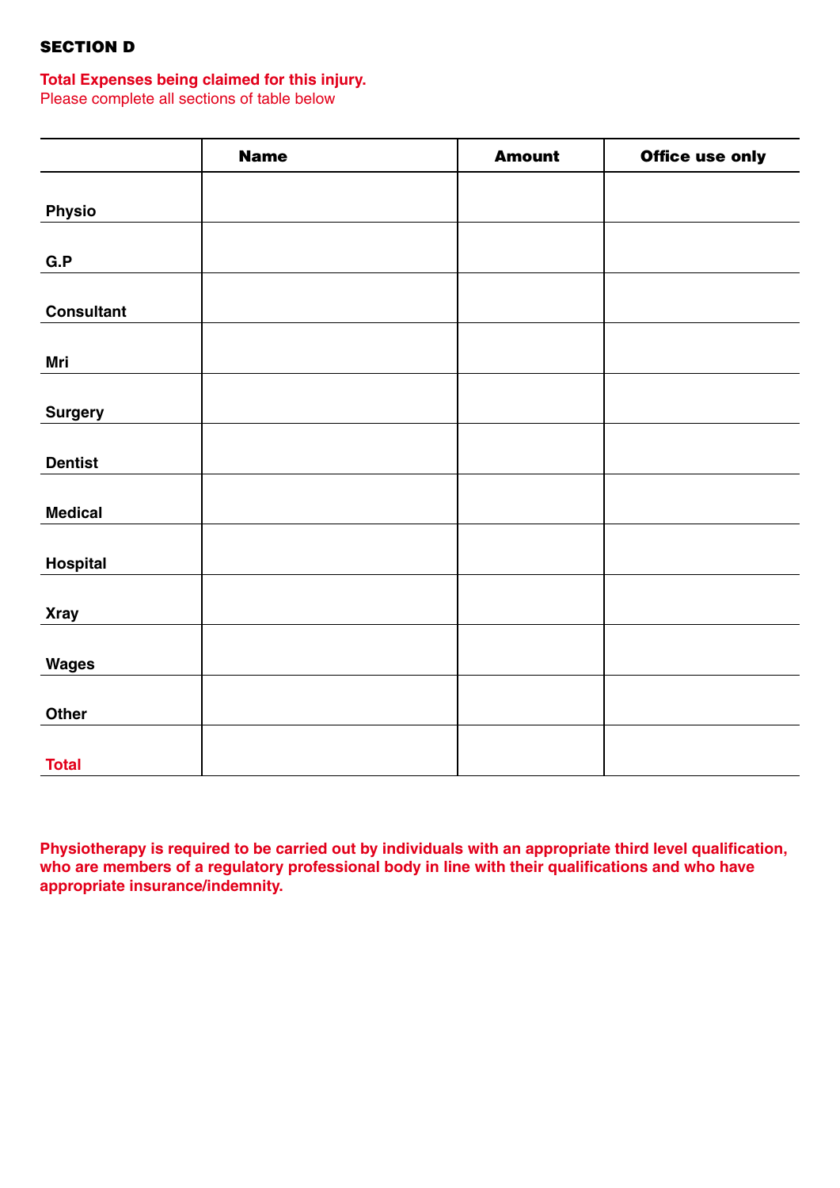## SECTION D

**Total Expenses being claimed for this injury.**
Please complete all sections of table below

| | Name | Amount | Office use only |
|---|---|---|---|
| **Physio** | | | |
| **G.P** | | | |
| **Consultant** | | | |
| **Mri** | | | |
| **Surgery** | | | |
| **Dentist** | | | |
| **Medical** | | | |
| **Hospital** | | | |
| **Xray** | | | |
| **Wages** | | | |
| **Other** | | | |
| **Total** | | | |

**Physiotherapy is required to be carried out by individuals with an appropriate third level qualification, who are members of a regulatory professional body in line with their qualifications and who have appropriate insurance/indemnity.**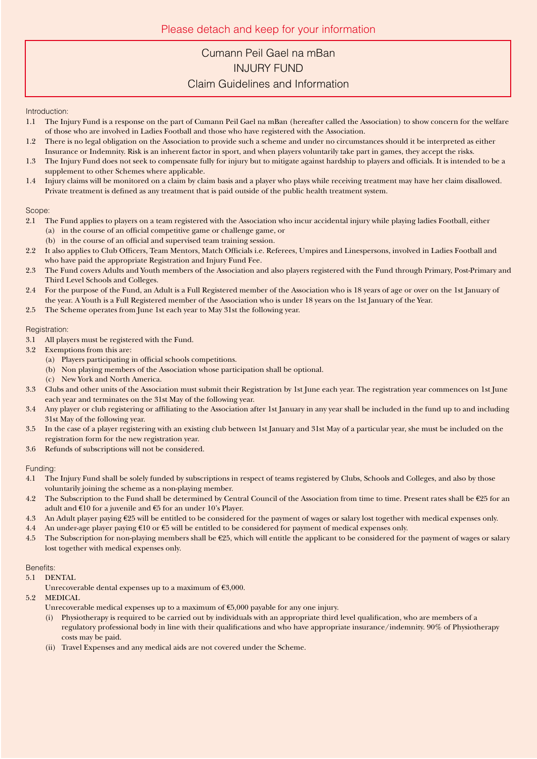Please detach and keep for your information

# Cumann Peil Gael na mBan
# INJURY FUND
# Claim Guidelines and Information

## Introduction:

1.1 The Injury Fund is a response on the part of Cumann Peil Gael na mBan (hereafter called the Association) to show concern for the welfare of those who are involved in Ladies Football and those who have registered with the Association.

1.2 There is no legal obligation on the Association to provide such a scheme and under no circumstances should it be interpreted as either Insurance or Indemnity. Risk is an inherent factor in sport, and when players voluntarily take part in games, they accept the risks.

1.3 The Injury Fund does not seek to compensate fully for injury but to mitigate against hardship to players and officials. It is intended to be a supplement to other Schemes where applicable.

1.4 Injury claims will be monitored on a claim by claim basis and a player who plays while receiving treatment may have her claim disallowed. Private treatment is defined as any treatment that is paid outside of the public health treatment system.

## Scope:

2.1 The Fund applies to players on a team registered with the Association who incur accidental injury while playing ladies Football, either
  (a) in the course of an official competitive game or challenge game, or
  (b) in the course of an official and supervised team training session.

2.2 It also applies to Club Officers, Team Mentors, Match Officials i.e. Referees, Umpires and Linespersons, involved in Ladies Football and who have paid the appropriate Registration and Injury Fund Fee.

2.3 The Fund covers Adults and Youth members of the Association and also players registered with the Fund through Primary, Post-Primary and Third Level Schools and Colleges.

2.4 For the purpose of the Fund, an Adult is a Full Registered member of the Association who is 18 years of age or over on the 1st January of the year. A Youth is a Full Registered member of the Association who is under 18 years on the 1st January of the Year.

2.5 The Scheme operates from June 1st each year to May 31st the following year.

## Registration:

3.1 All players must be registered with the Fund.

3.2 Exemptions from this are:
  (a) Players participating in official schools competitions.
  (b) Non playing members of the Association whose participation shall be optional.
  (c) New York and North America.

3.3 Clubs and other units of the Association must submit their Registration by 1st June each year. The registration year commences on 1st June each year and terminates on the 31st May of the following year.

3.4 Any player or club registering or affiliating to the Association after 1st January in any year shall be included in the fund up to and including 31st May of the following year.

3.5 In the case of a player registering with an existing club between 1st January and 31st May of a particular year, she must be included on the registration form for the new registration year.

3.6 Refunds of subscriptions will not be considered.

## Funding:

4.1 The Injury Fund shall be solely funded by subscriptions in respect of teams registered by Clubs, Schools and Colleges, and also by those voluntarily joining the scheme as a non-playing member.

4.2 The Subscription to the Fund shall be determined by Central Council of the Association from time to time. Present rates shall be €25 for an adult and €10 for a juvenile and €5 for an under 10's Player.

4.3 An Adult player paying €25 will be entitled to be considered for the payment of wages or salary lost together with medical expenses only.

4.4 An under-age player paying €10 or €5 will be entitled to be considered for payment of medical expenses only.

4.5 The Subscription for non-playing members shall be €25, which will entitle the applicant to be considered for the payment of wages or salary lost together with medical expenses only.

## Benefits:

5.1 DENTAL

Unrecoverable dental expenses up to a maximum of €3,000.

5.2 MEDICAL

Unrecoverable medical expenses up to a maximum of €5,000 payable for any one injury.
  (i) Physiotherapy is required to be carried out by individuals with an appropriate third level qualification, who are members of a regulatory professional body in line with their qualifications and who have appropriate insurance/indemnity. 90% of Physiotherapy costs may be paid.
  (ii) Travel Expenses and any medical aids are not covered under the Scheme.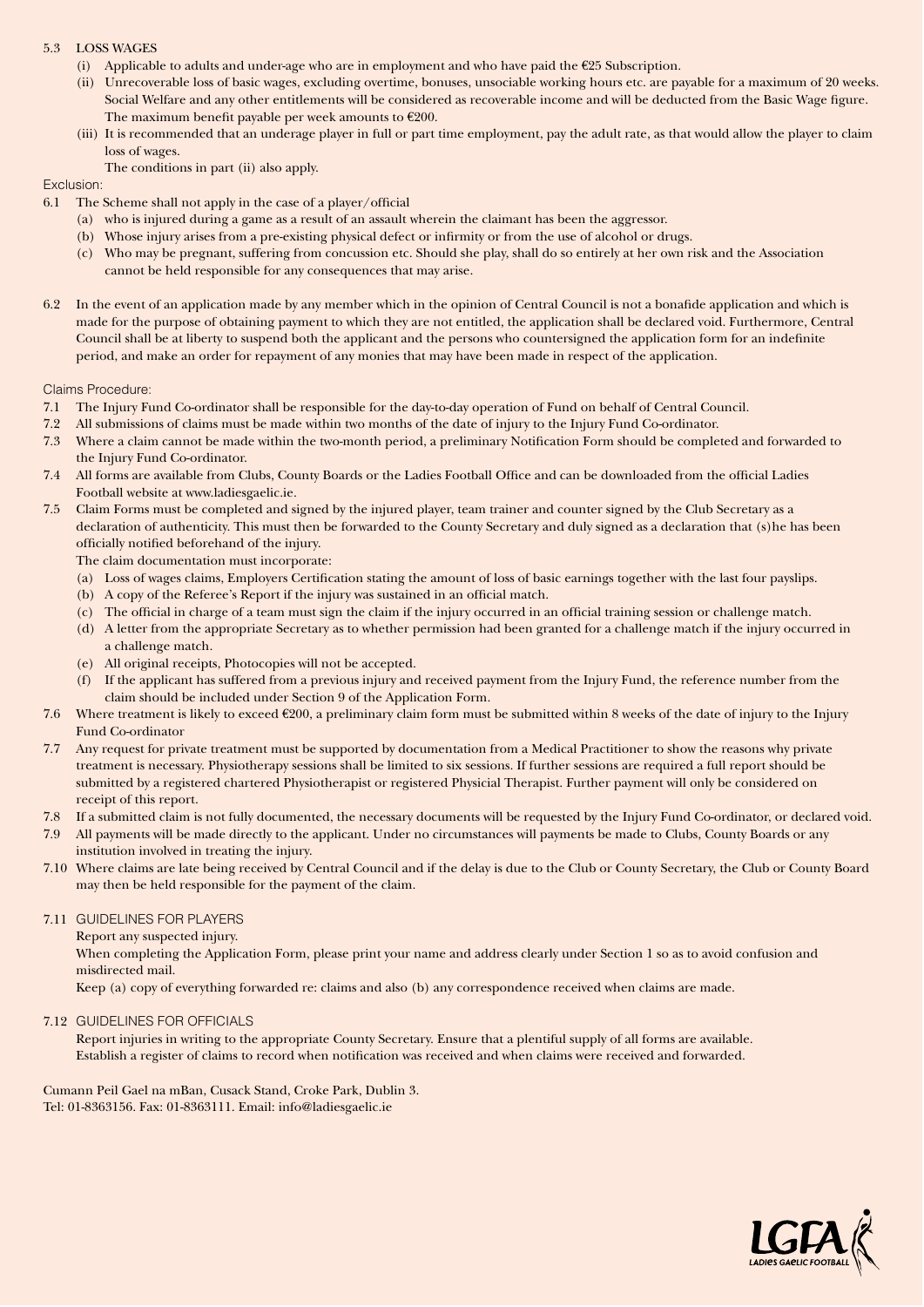5.3 LOSS WAGES

(i) Applicable to adults and under-age who are in employment and who have paid the €25 Subscription.

(ii) Unrecoverable loss of basic wages, excluding overtime, bonuses, unsociable working hours etc. are payable for a maximum of 20 weeks. Social Welfare and any other entitlements will be considered as recoverable income and will be deducted from the Basic Wage figure. The maximum benefit payable per week amounts to €200.

(iii) It is recommended that an underage player in full or part time employment, pay the adult rate, as that would allow the player to claim loss of wages.
The conditions in part (ii) also apply.

Exclusion:

6.1 The Scheme shall not apply in the case of a player/official

(a) who is injured during a game as a result of an assault wherein the claimant has been the aggressor.

(b) Whose injury arises from a pre-existing physical defect or infirmity or from the use of alcohol or drugs.

(c) Who may be pregnant, suffering from concussion etc. Should she play, shall do so entirely at her own risk and the Association cannot be held responsible for any consequences that may arise.

6.2 In the event of an application made by any member which in the opinion of Central Council is not a bonafide application and which is made for the purpose of obtaining payment to which they are not entitled, the application shall be declared void. Furthermore, Central Council shall be at liberty to suspend both the applicant and the persons who countersigned the application form for an indefinite period, and make an order for repayment of any monies that may have been made in respect of the application.

Claims Procedure:

7.1 The Injury Fund Co-ordinator shall be responsible for the day-to-day operation of Fund on behalf of Central Council.

7.2 All submissions of claims must be made within two months of the date of injury to the Injury Fund Co-ordinator.

7.3 Where a claim cannot be made within the two-month period, a preliminary Notification Form should be completed and forwarded to the Injury Fund Co-ordinator.

7.4 All forms are available from Clubs, County Boards or the Ladies Football Office and can be downloaded from the official Ladies Football website at www.ladiesgaelic.ie.

7.5 Claim Forms must be completed and signed by the injured player, team trainer and counter signed by the Club Secretary as a declaration of authenticity. This must then be forwarded to the County Secretary and duly signed as a declaration that (s)he has been officially notified beforehand of the injury.
The claim documentation must incorporate:

(a) Loss of wages claims, Employers Certification stating the amount of loss of basic earnings together with the last four payslips.

(b) A copy of the Referee's Report if the injury was sustained in an official match.

(c) The official in charge of a team must sign the claim if the injury occurred in an official training session or challenge match.

(d) A letter from the appropriate Secretary as to whether permission had been granted for a challenge match if the injury occurred in a challenge match.

(e) All original receipts, Photocopies will not be accepted.

(f) If the applicant has suffered from a previous injury and received payment from the Injury Fund, the reference number from the claim should be included under Section 9 of the Application Form.

7.6 Where treatment is likely to exceed €200, a preliminary claim form must be submitted within 8 weeks of the date of injury to the Injury Fund Co-ordinator

7.7 Any request for private treatment must be supported by documentation from a Medical Practitioner to show the reasons why private treatment is necessary. Physiotherapy sessions shall be limited to six sessions. If further sessions are required a full report should be submitted by a registered chartered Physiotherapist or registered Physicial Therapist. Further payment will only be considered on receipt of this report.

7.8 If a submitted claim is not fully documented, the necessary documents will be requested by the Injury Fund Co-ordinator, or declared void.

7.9 All payments will be made directly to the applicant. Under no circumstances will payments be made to Clubs, County Boards or any institution involved in treating the injury.

7.10 Where claims are late being received by Central Council and if the delay is due to the Club or County Secretary, the Club or County Board may then be held responsible for the payment of the claim.

7.11 GUIDELINES FOR PLAYERS

Report any suspected injury.

When completing the Application Form, please print your name and address clearly under Section 1 so as to avoid confusion and misdirected mail.

Keep (a) copy of everything forwarded re: claims and also (b) any correspondence received when claims are made.

7.12 GUIDELINES FOR OFFICIALS

Report injuries in writing to the appropriate County Secretary. Ensure that a plentiful supply of all forms are available.

Establish a register of claims to record when notification was received and when claims were received and forwarded.

Cumann Peil Gael na mBan, Cusack Stand, Croke Park, Dublin 3.
Tel: 01-8363156. Fax: 01-8363111. Email: info@ladiesgaelic.ie

LGFA LADIES GAELIC FOOTBALL